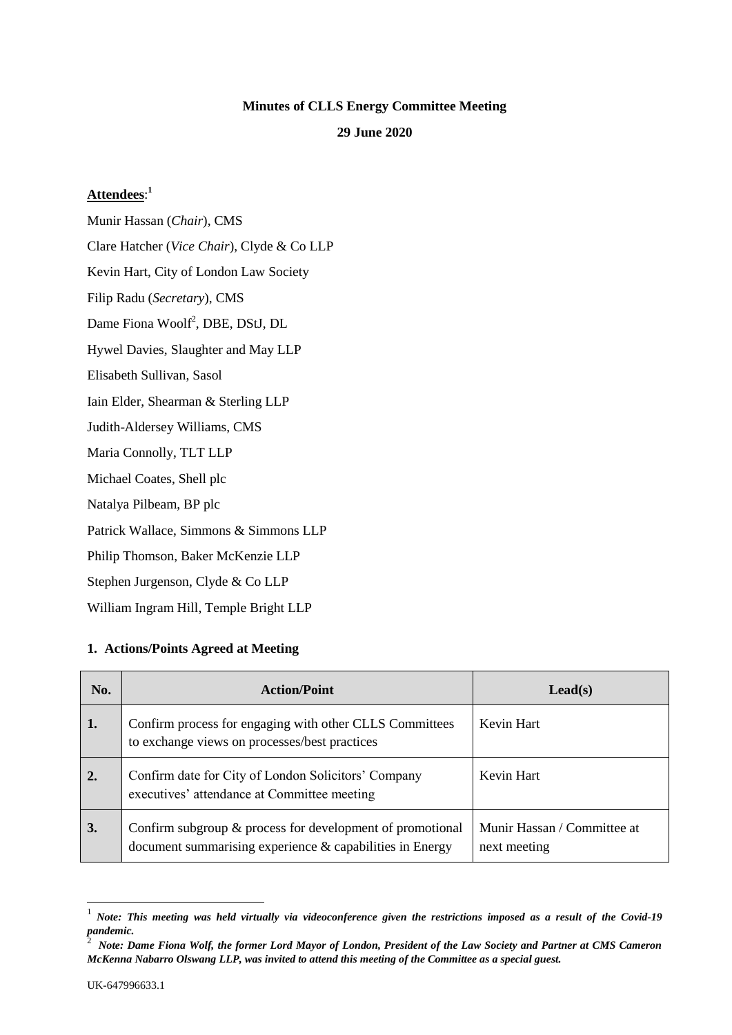**Minutes of CLLS Energy Committee Meeting**

**29 June 2020**

**Attendees**:[1]

Munir Hassan (*Chair*), CMS

Clare Hatcher (*Vice Chair*), Clyde & Co LLP

Kevin Hart, City of London Law Society

Filip Radu (*Secretary*), CMS

Dame Fiona Woolf[2], DBE, DStJ, DL

Hywel Davies, Slaughter and May LLP

Elisabeth Sullivan, Sasol

Iain Elder, Shearman & Sterling LLP

Judith-Aldersey Williams, CMS

Maria Connolly, TLT LLP

Michael Coates, Shell plc

Natalya Pilbeam, BP plc

Patrick Wallace, Simmons & Simmons LLP

Philip Thomson, Baker McKenzie LLP

Stephen Jurgenson, Clyde & Co LLP

William Ingram Hill, Temple Bright LLP

## 1. Actions/Points Agreed at Meeting

| No. | Action/Point | Lead(s) |
|---|---|---|
| **1.** | Confirm process for engaging with other CLLS Committees to exchange views on processes/best practices | Kevin Hart |
| **2.** | Confirm date for City of London Solicitors' Company executives' attendance at Committee meeting | Kevin Hart |
| **3.** | Confirm subgroup & process for development of promotional document summarising experience & capabilities in Energy | Munir Hassan / Committee at next meeting |

[1] ***Note: This meeting was held virtually via videoconference given the restrictions imposed as a result of the Covid-19 pandemic.***

[2] ***Note: Dame Fiona Wolf, the former Lord Mayor of London, President of the Law Society and Partner at CMS Cameron McKenna Nabarro Olswang LLP, was invited to attend this meeting of the Committee as a special guest.***

UK-647996633.1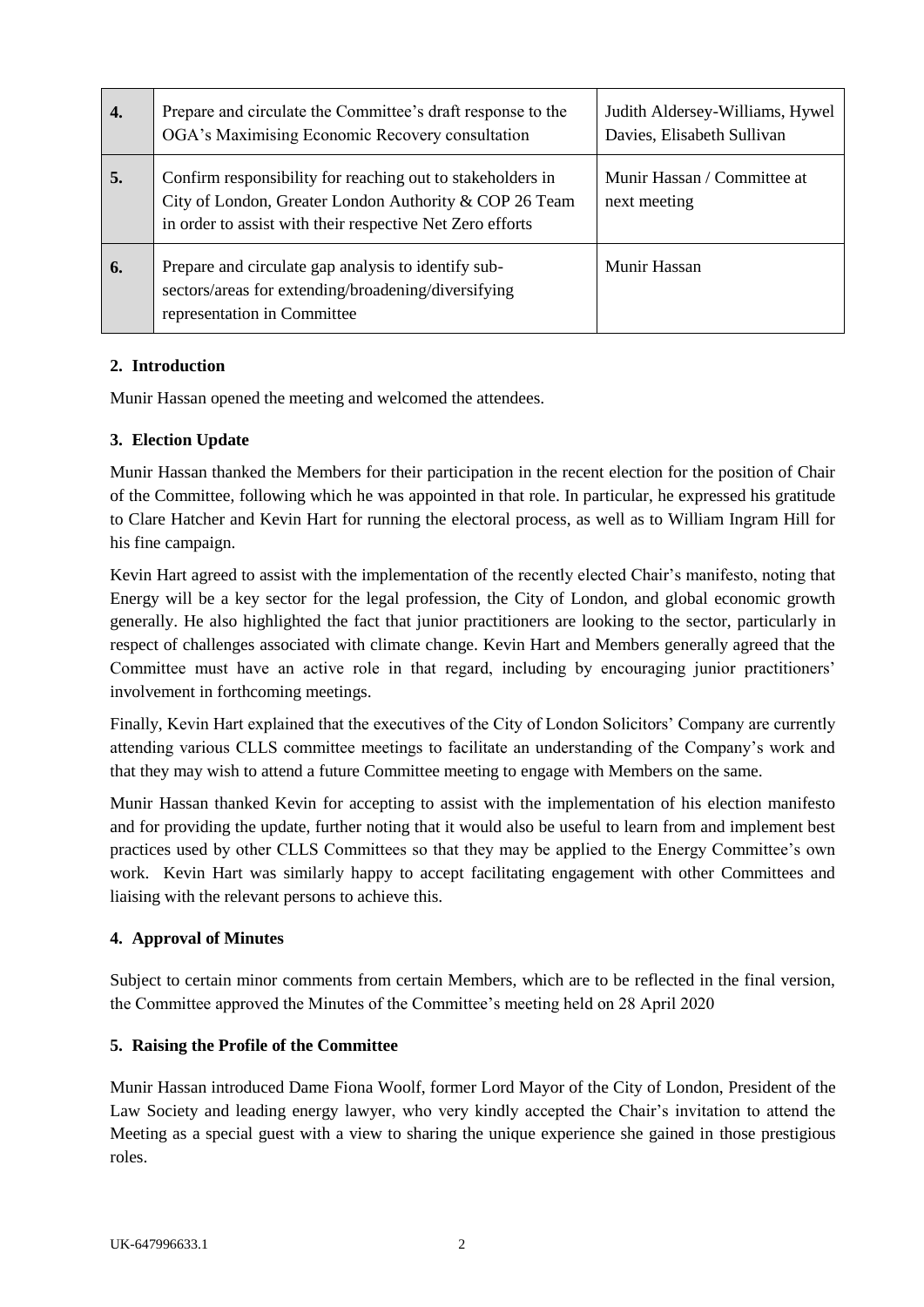| | | |
|---|---|---|
| **4.** | Prepare and circulate the Committee's draft response to the OGA's Maximising Economic Recovery consultation | Judith Aldersey-Williams, Hywel Davies, Elisabeth Sullivan |
| **5.** | Confirm responsibility for reaching out to stakeholders in City of London, Greater London Authority & COP 26 Team in order to assist with their respective Net Zero efforts | Munir Hassan / Committee at next meeting |
| **6.** | Prepare and circulate gap analysis to identify sub-sectors/areas for extending/broadening/diversifying representation in Committee | Munir Hassan |

## 2. Introduction

Munir Hassan opened the meeting and welcomed the attendees.

## 3. Election Update

Munir Hassan thanked the Members for their participation in the recent election for the position of Chair of the Committee, following which he was appointed in that role. In particular, he expressed his gratitude to Clare Hatcher and Kevin Hart for running the electoral process, as well as to William Ingram Hill for his fine campaign.

Kevin Hart agreed to assist with the implementation of the recently elected Chair's manifesto, noting that Energy will be a key sector for the legal profession, the City of London, and global economic growth generally. He also highlighted the fact that junior practitioners are looking to the sector, particularly in respect of challenges associated with climate change. Kevin Hart and Members generally agreed that the Committee must have an active role in that regard, including by encouraging junior practitioners' involvement in forthcoming meetings.

Finally, Kevin Hart explained that the executives of the City of London Solicitors' Company are currently attending various CLLS committee meetings to facilitate an understanding of the Company's work and that they may wish to attend a future Committee meeting to engage with Members on the same.

Munir Hassan thanked Kevin for accepting to assist with the implementation of his election manifesto and for providing the update, further noting that it would also be useful to learn from and implement best practices used by other CLLS Committees so that they may be applied to the Energy Committee's own work. Kevin Hart was similarly happy to accept facilitating engagement with other Committees and liaising with the relevant persons to achieve this.

## 4. Approval of Minutes

Subject to certain minor comments from certain Members, which are to be reflected in the final version, the Committee approved the Minutes of the Committee's meeting held on 28 April 2020

## 5. Raising the Profile of the Committee

Munir Hassan introduced Dame Fiona Woolf, former Lord Mayor of the City of London, President of the Law Society and leading energy lawyer, who very kindly accepted the Chair's invitation to attend the Meeting as a special guest with a view to sharing the unique experience she gained in those prestigious roles.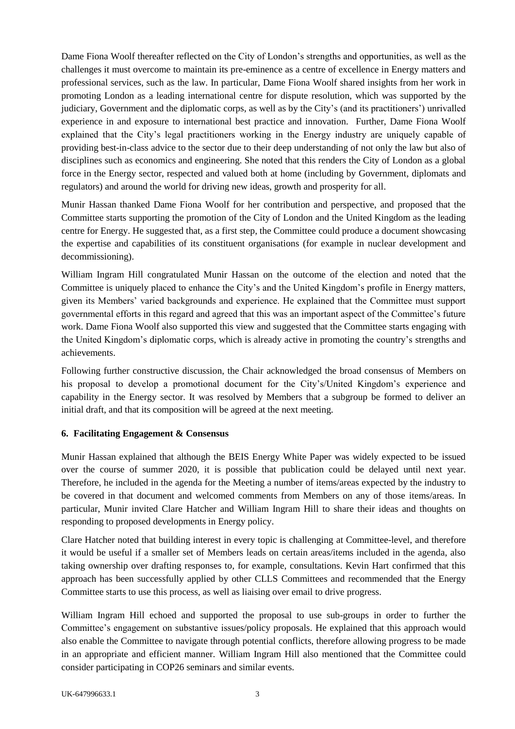Dame Fiona Woolf thereafter reflected on the City of London's strengths and opportunities, as well as the challenges it must overcome to maintain its pre-eminence as a centre of excellence in Energy matters and professional services, such as the law. In particular, Dame Fiona Woolf shared insights from her work in promoting London as a leading international centre for dispute resolution, which was supported by the judiciary, Government and the diplomatic corps, as well as by the City's (and its practitioners') unrivalled experience in and exposure to international best practice and innovation. Further, Dame Fiona Woolf explained that the City's legal practitioners working in the Energy industry are uniquely capable of providing best-in-class advice to the sector due to their deep understanding of not only the law but also of disciplines such as economics and engineering. She noted that this renders the City of London as a global force in the Energy sector, respected and valued both at home (including by Government, diplomats and regulators) and around the world for driving new ideas, growth and prosperity for all.

Munir Hassan thanked Dame Fiona Woolf for her contribution and perspective, and proposed that the Committee starts supporting the promotion of the City of London and the United Kingdom as the leading centre for Energy. He suggested that, as a first step, the Committee could produce a document showcasing the expertise and capabilities of its constituent organisations (for example in nuclear development and decommissioning).

William Ingram Hill congratulated Munir Hassan on the outcome of the election and noted that the Committee is uniquely placed to enhance the City's and the United Kingdom's profile in Energy matters, given its Members' varied backgrounds and experience. He explained that the Committee must support governmental efforts in this regard and agreed that this was an important aspect of the Committee's future work. Dame Fiona Woolf also supported this view and suggested that the Committee starts engaging with the United Kingdom's diplomatic corps, which is already active in promoting the country's strengths and achievements.

Following further constructive discussion, the Chair acknowledged the broad consensus of Members on his proposal to develop a promotional document for the City's/United Kingdom's experience and capability in the Energy sector. It was resolved by Members that a subgroup be formed to deliver an initial draft, and that its composition will be agreed at the next meeting.

**6. Facilitating Engagement & Consensus**

Munir Hassan explained that although the BEIS Energy White Paper was widely expected to be issued over the course of summer 2020, it is possible that publication could be delayed until next year. Therefore, he included in the agenda for the Meeting a number of items/areas expected by the industry to be covered in that document and welcomed comments from Members on any of those items/areas. In particular, Munir invited Clare Hatcher and William Ingram Hill to share their ideas and thoughts on responding to proposed developments in Energy policy.

Clare Hatcher noted that building interest in every topic is challenging at Committee-level, and therefore it would be useful if a smaller set of Members leads on certain areas/items included in the agenda, also taking ownership over drafting responses to, for example, consultations. Kevin Hart confirmed that this approach has been successfully applied by other CLLS Committees and recommended that the Energy Committee starts to use this process, as well as liaising over email to drive progress.

William Ingram Hill echoed and supported the proposal to use sub-groups in order to further the Committee's engagement on substantive issues/policy proposals. He explained that this approach would also enable the Committee to navigate through potential conflicts, therefore allowing progress to be made in an appropriate and efficient manner. William Ingram Hill also mentioned that the Committee could consider participating in COP26 seminars and similar events.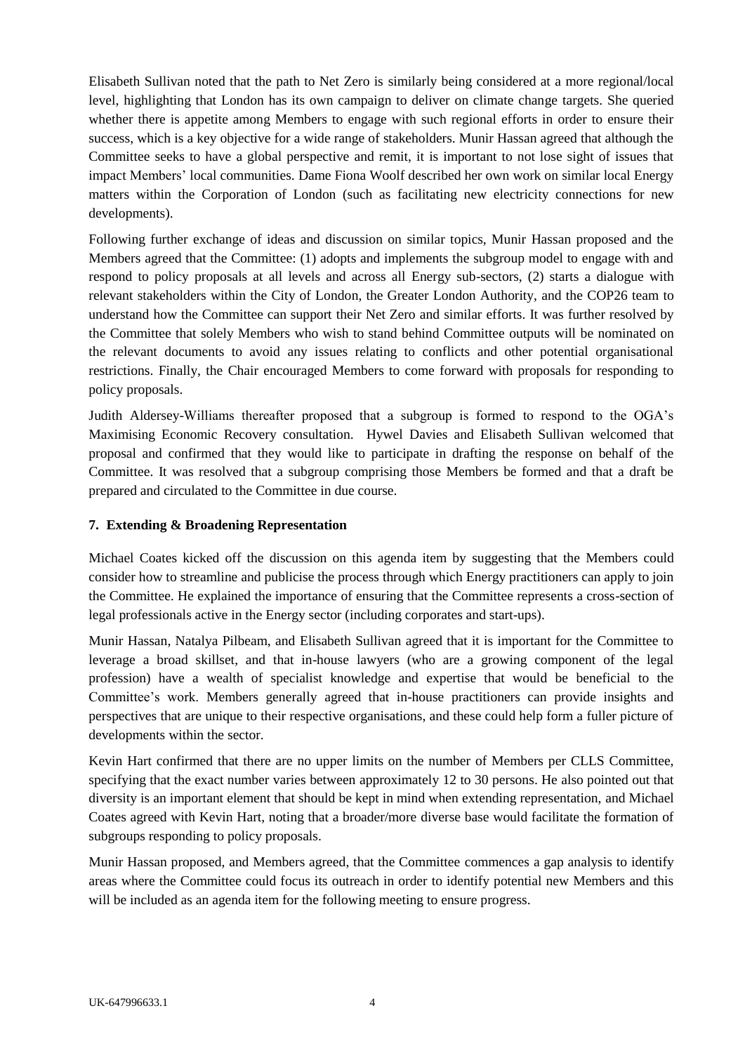Elisabeth Sullivan noted that the path to Net Zero is similarly being considered at a more regional/local level, highlighting that London has its own campaign to deliver on climate change targets. She queried whether there is appetite among Members to engage with such regional efforts in order to ensure their success, which is a key objective for a wide range of stakeholders. Munir Hassan agreed that although the Committee seeks to have a global perspective and remit, it is important to not lose sight of issues that impact Members' local communities. Dame Fiona Woolf described her own work on similar local Energy matters within the Corporation of London (such as facilitating new electricity connections for new developments).

Following further exchange of ideas and discussion on similar topics, Munir Hassan proposed and the Members agreed that the Committee: (1) adopts and implements the subgroup model to engage with and respond to policy proposals at all levels and across all Energy sub-sectors, (2) starts a dialogue with relevant stakeholders within the City of London, the Greater London Authority, and the COP26 team to understand how the Committee can support their Net Zero and similar efforts. It was further resolved by the Committee that solely Members who wish to stand behind Committee outputs will be nominated on the relevant documents to avoid any issues relating to conflicts and other potential organisational restrictions. Finally, the Chair encouraged Members to come forward with proposals for responding to policy proposals.

Judith Aldersey-Williams thereafter proposed that a subgroup is formed to respond to the OGA's Maximising Economic Recovery consultation. Hywel Davies and Elisabeth Sullivan welcomed that proposal and confirmed that they would like to participate in drafting the response on behalf of the Committee. It was resolved that a subgroup comprising those Members be formed and that a draft be prepared and circulated to the Committee in due course.

### 7. Extending & Broadening Representation

Michael Coates kicked off the discussion on this agenda item by suggesting that the Members could consider how to streamline and publicise the process through which Energy practitioners can apply to join the Committee. He explained the importance of ensuring that the Committee represents a cross-section of legal professionals active in the Energy sector (including corporates and start-ups).

Munir Hassan, Natalya Pilbeam, and Elisabeth Sullivan agreed that it is important for the Committee to leverage a broad skillset, and that in-house lawyers (who are a growing component of the legal profession) have a wealth of specialist knowledge and expertise that would be beneficial to the Committee's work. Members generally agreed that in-house practitioners can provide insights and perspectives that are unique to their respective organisations, and these could help form a fuller picture of developments within the sector.

Kevin Hart confirmed that there are no upper limits on the number of Members per CLLS Committee, specifying that the exact number varies between approximately 12 to 30 persons. He also pointed out that diversity is an important element that should be kept in mind when extending representation, and Michael Coates agreed with Kevin Hart, noting that a broader/more diverse base would facilitate the formation of subgroups responding to policy proposals.

Munir Hassan proposed, and Members agreed, that the Committee commences a gap analysis to identify areas where the Committee could focus its outreach in order to identify potential new Members and this will be included as an agenda item for the following meeting to ensure progress.

UK-647996633.1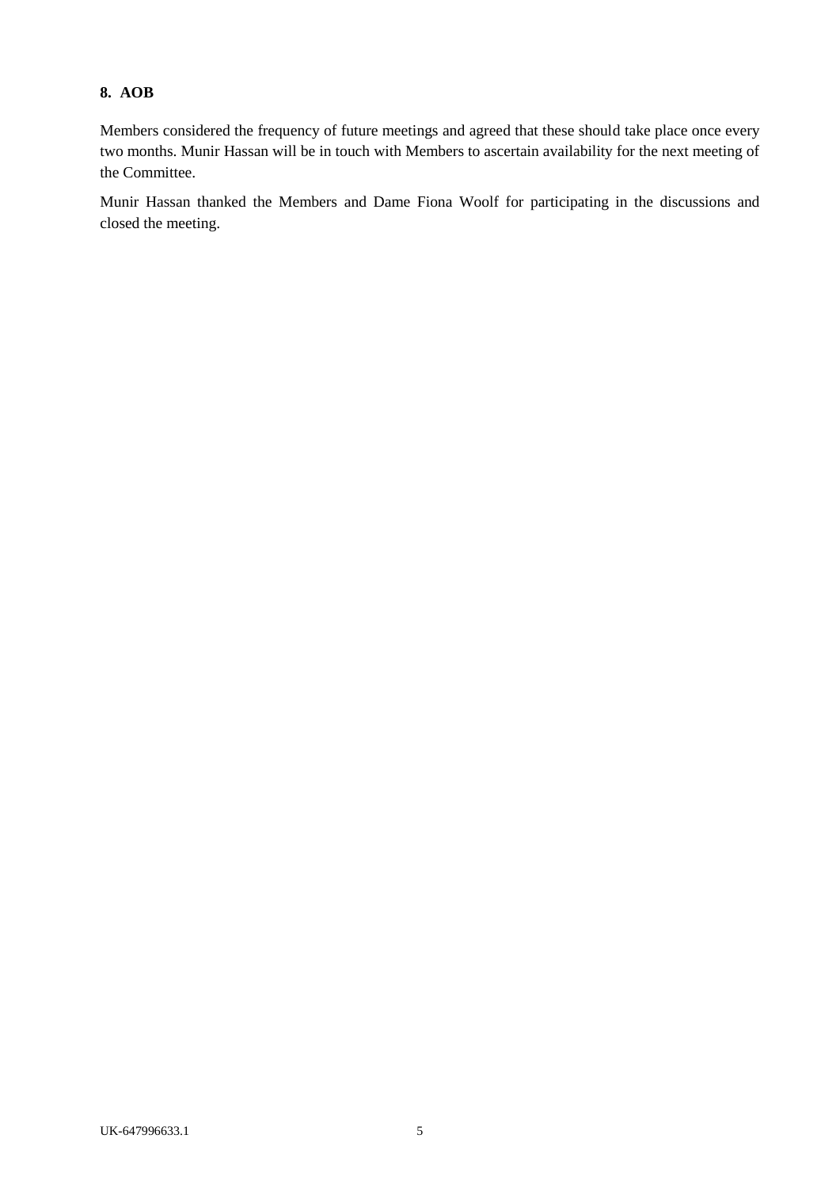## 8. AOB

Members considered the frequency of future meetings and agreed that these should take place once every two months. Munir Hassan will be in touch with Members to ascertain availability for the next meeting of the Committee.

Munir Hassan thanked the Members and Dame Fiona Woolf for participating in the discussions and closed the meeting.